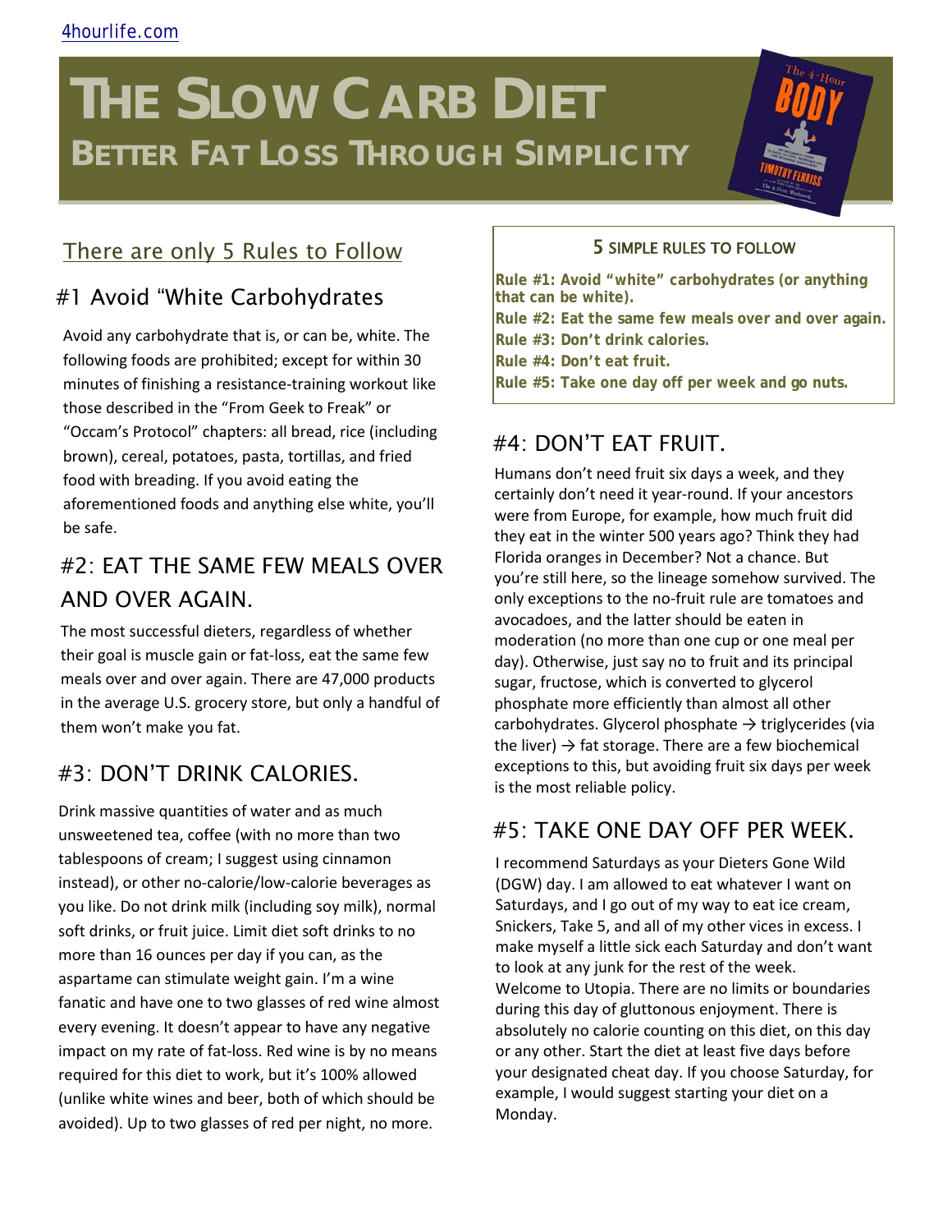4hourlife.com

# THE SLOW CARB DIET
## BETTER FAT LOSS THROUGH SIMPLICITY

## There are only 5 Rules to Follow

### #1 Avoid "White Carbohydrates

Avoid any carbohydrate that is, or can be, white. The following foods are prohibited; except for within 30 minutes of finishing a resistance-training workout like those described in the "From Geek to Freak" or "Occam's Protocol" chapters: all bread, rice (including brown), cereal, potatoes, pasta, tortillas, and fried food with breading. If you avoid eating the aforementioned foods and anything else white, you'll be safe.

### #2: EAT THE SAME FEW MEALS OVER AND OVER AGAIN.

The most successful dieters, regardless of whether their goal is muscle gain or fat-loss, eat the same few meals over and over again. There are 47,000 products in the average U.S. grocery store, but only a handful of them won't make you fat.

### #3: DON'T DRINK CALORIES.

Drink massive quantities of water and as much unsweetened tea, coffee (with no more than two tablespoons of cream; I suggest using cinnamon instead), or other no-calorie/low-calorie beverages as you like. Do not drink milk (including soy milk), normal soft drinks, or fruit juice. Limit diet soft drinks to no more than 16 ounces per day if you can, as the aspartame can stimulate weight gain. I'm a wine fanatic and have one to two glasses of red wine almost every evening. It doesn't appear to have any negative impact on my rate of fat-loss. Red wine is by no means required for this diet to work, but it's 100% allowed (unlike white wines and beer, both of which should be avoided). Up to two glasses of red per night, no more.

**5 SIMPLE RULES TO FOLLOW**

**Rule #1: Avoid "white" carbohydrates (or anything that can be white).**
**Rule #2: Eat the same few meals over and over again.**
**Rule #3: Don't drink calories.**
**Rule #4: Don't eat fruit.**
**Rule #5: Take one day off per week and go nuts.**

### #4: DON'T EAT FRUIT.

Humans don't need fruit six days a week, and they certainly don't need it year-round. If your ancestors were from Europe, for example, how much fruit did they eat in the winter 500 years ago? Think they had Florida oranges in December? Not a chance. But you're still here, so the lineage somehow survived. The only exceptions to the no-fruit rule are tomatoes and avocadoes, and the latter should be eaten in moderation (no more than one cup or one meal per day). Otherwise, just say no to fruit and its principal sugar, fructose, which is converted to glycerol phosphate more efficiently than almost all other carbohydrates. Glycerol phosphate → triglycerides (via the liver) → fat storage. There are a few biochemical exceptions to this, but avoiding fruit six days per week is the most reliable policy.

### #5: TAKE ONE DAY OFF PER WEEK.

I recommend Saturdays as your Dieters Gone Wild (DGW) day. I am allowed to eat whatever I want on Saturdays, and I go out of my way to eat ice cream, Snickers, Take 5, and all of my other vices in excess. I make myself a little sick each Saturday and don't want to look at any junk for the rest of the week.
Welcome to Utopia. There are no limits or boundaries during this day of gluttonous enjoyment. There is absolutely no calorie counting on this diet, on this day or any other. Start the diet at least five days before your designated cheat day. If you choose Saturday, for example, I would suggest starting your diet on a Monday.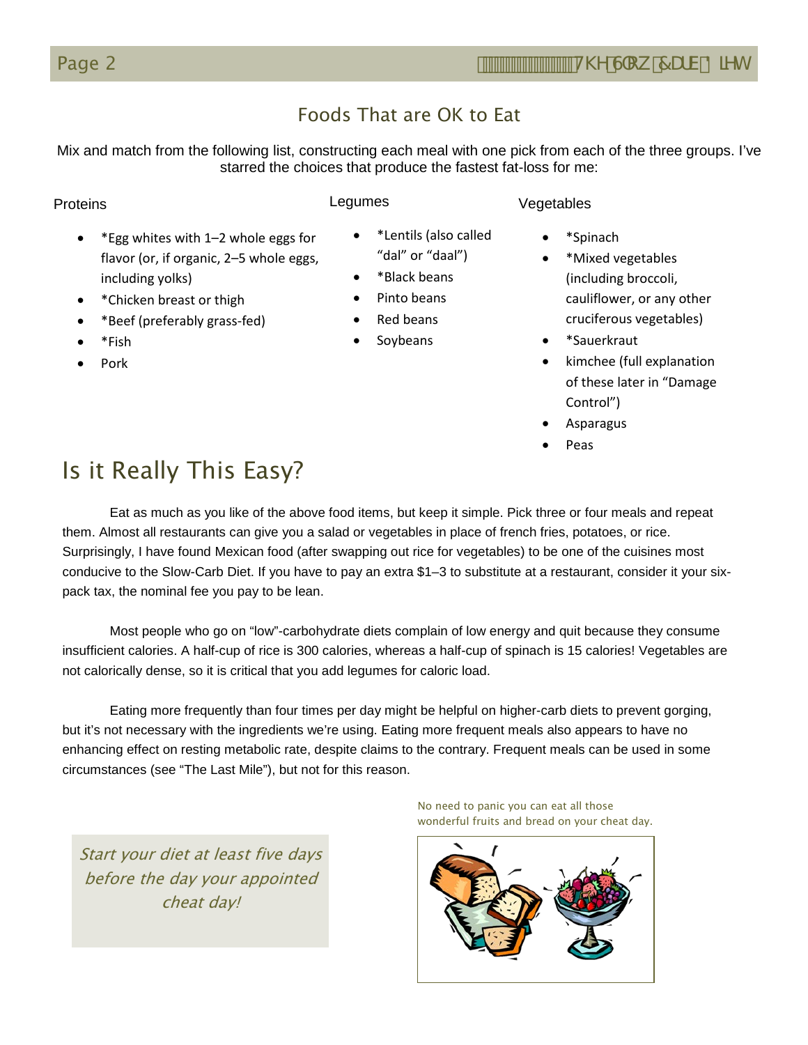## Foods That are OK to Eat

Mix and match from the following list, constructing each meal with one pick from each of the three groups. I've starred the choices that produce the fastest fat-loss for me:

### Proteins

- *Egg whites with 1–2 whole eggs for flavor (or, if organic, 2–5 whole eggs, including yolks)
- *Chicken breast or thigh
- *Beef (preferably grass-fed)
- *Fish
- Pork

### Legumes

- *Lentils (also called "dal" or "daal")
- *Black beans
- Pinto beans
- Red beans
- Soybeans

### Vegetables

- *Spinach
- *Mixed vegetables (including broccoli, cauliflower, or any other cruciferous vegetables)
- *Sauerkraut
- kimchee (full explanation of these later in "Damage Control")
- Asparagus
- Peas

# Is it Really This Easy?

Eat as much as you like of the above food items, but keep it simple. Pick three or four meals and repeat them. Almost all restaurants can give you a salad or vegetables in place of french fries, potatoes, or rice. Surprisingly, I have found Mexican food (after swapping out rice for vegetables) to be one of the cuisines most conducive to the Slow-Carb Diet. If you have to pay an extra $1–3 to substitute at a restaurant, consider it your six-pack tax, the nominal fee you pay to be lean.

Most people who go on "low"-carbohydrate diets complain of low energy and quit because they consume insufficient calories. A half-cup of rice is 300 calories, whereas a half-cup of spinach is 15 calories! Vegetables are not calorically dense, so it is critical that you add legumes for caloric load.

Eating more frequently than four times per day might be helpful on higher-carb diets to prevent gorging, but it's not necessary with the ingredients we're using. Eating more frequent meals also appears to have no enhancing effect on resting metabolic rate, despite claims to the contrary. Frequent meals can be used in some circumstances (see "The Last Mile"), but not for this reason.

*Start your diet at least five days before the day your appointed cheat day!*

No need to panic you can eat all those wonderful fruits and bread on your cheat day.